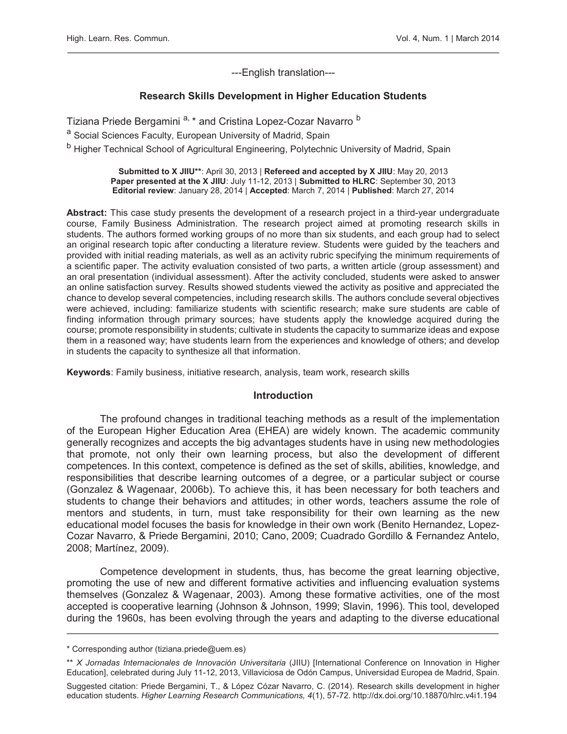---English translation---

# Research Skills Development in Higher Education Students

Tiziana Priede Bergamini [a, *] and Cristina Lopez-Cozar Navarro [b]

[a] Social Sciences Faculty, European University of Madrid, Spain

[b] Higher Technical School of Agricultural Engineering, Polytechnic University of Madrid, Spain

**Submitted to X JIIU****: April 30, 2013 | **Refereed and accepted by X JIIU**: May 20, 2013
**Paper presented at the X JIIU**: July 11-12, 2013 | **Submitted to HLRC**: September 30, 2013
**Editorial review**: January 28, 2014 | **Accepted**: March 7, 2014 | **Published**: March 27, 2014

**Abstract:** This case study presents the development of a research project in a third-year undergraduate course, Family Business Administration. The research project aimed at promoting research skills in students. The authors formed working groups of no more than six students, and each group had to select an original research topic after conducting a literature review. Students were guided by the teachers and provided with initial reading materials, as well as an activity rubric specifying the minimum requirements of a scientific paper. The activity evaluation consisted of two parts, a written article (group assessment) and an oral presentation (individual assessment). After the activity concluded, students were asked to answer an online satisfaction survey. Results showed students viewed the activity as positive and appreciated the chance to develop several competencies, including research skills. The authors conclude several objectives were achieved, including: familiarize students with scientific research; make sure students are cable of finding information through primary sources; have students apply the knowledge acquired during the course; promote responsibility in students; cultivate in students the capacity to summarize ideas and expose them in a reasoned way; have students learn from the experiences and knowledge of others; and develop in students the capacity to synthesize all that information.

**Keywords**: Family business, initiative research, analysis, team work, research skills

## Introduction

The profound changes in traditional teaching methods as a result of the implementation of the European Higher Education Area (EHEA) are widely known. The academic community generally recognizes and accepts the big advantages students have in using new methodologies that promote, not only their own learning process, but also the development of different competences. In this context, competence is defined as the set of skills, abilities, knowledge, and responsibilities that describe learning outcomes of a degree, or a particular subject or course (Gonzalez & Wagenaar, 2006b). To achieve this, it has been necessary for both teachers and students to change their behaviors and attitudes; in other words, teachers assume the role of mentors and students, in turn, must take responsibility for their own learning as the new educational model focuses the basis for knowledge in their own work (Benito Hernandez, Lopez-Cozar Navarro, & Priede Bergamini, 2010; Cano, 2009; Cuadrado Gordillo & Fernandez Antelo, 2008; Martínez, 2009).

Competence development in students, thus, has become the great learning objective, promoting the use of new and different formative activities and influencing evaluation systems themselves (Gonzalez & Wagenaar, 2003). Among these formative activities, one of the most accepted is cooperative learning (Johnson & Johnson, 1999; Slavin, 1996). This tool, developed during the 1960s, has been evolving through the years and adapting to the diverse educational

---

* Corresponding author (tiziana.priede@uem.es)

** *X Jornadas Internacionales de Innovación Universitaria* (JIIU) [International Conference on Innovation in Higher Education], celebrated during July 11-12, 2013, Villaviciosa de Odón Campus, Universidad Europea de Madrid, Spain.

Suggested citation: Priede Bergamini, T., & López Cózar Navarro, C. (2014). Research skills development in higher education students. *Higher Learning Research Communications, 4*(1), 57-72. http://dx.doi.org/10.18870/hlrc.v4i1.194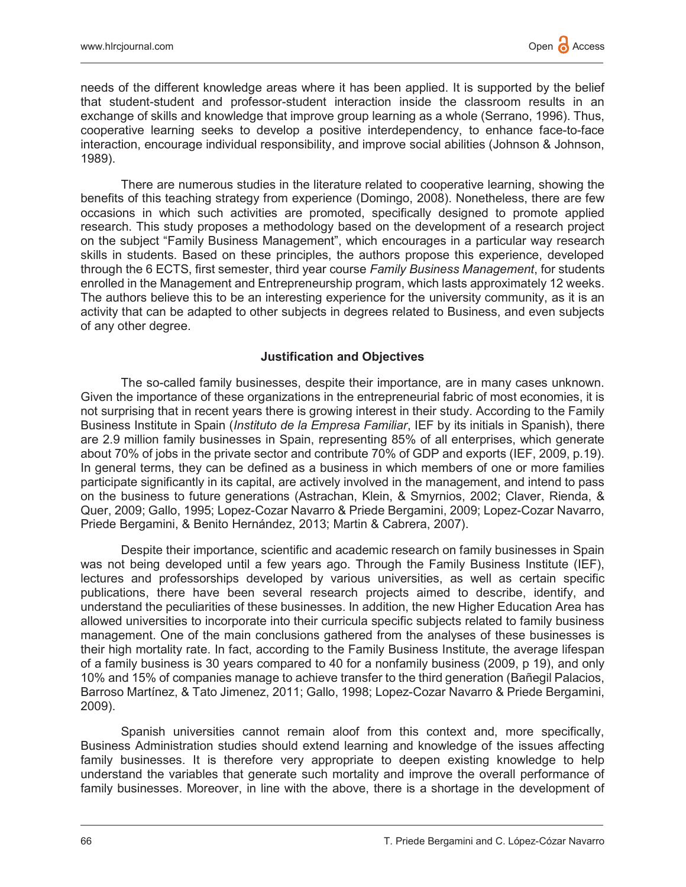needs of the different knowledge areas where it has been applied. It is supported by the belief that student-student and professor-student interaction inside the classroom results in an exchange of skills and knowledge that improve group learning as a whole (Serrano, 1996). Thus, cooperative learning seeks to develop a positive interdependency, to enhance face-to-face interaction, encourage individual responsibility, and improve social abilities (Johnson & Johnson, 1989).

There are numerous studies in the literature related to cooperative learning, showing the benefits of this teaching strategy from experience (Domingo, 2008). Nonetheless, there are few occasions in which such activities are promoted, specifically designed to promote applied research. This study proposes a methodology based on the development of a research project on the subject "Family Business Management", which encourages in a particular way research skills in students. Based on these principles, the authors propose this experience, developed through the 6 ECTS, first semester, third year course *Family Business Management*, for students enrolled in the Management and Entrepreneurship program, which lasts approximately 12 weeks. The authors believe this to be an interesting experience for the university community, as it is an activity that can be adapted to other subjects in degrees related to Business, and even subjects of any other degree.

## Justification and Objectives

The so-called family businesses, despite their importance, are in many cases unknown. Given the importance of these organizations in the entrepreneurial fabric of most economies, it is not surprising that in recent years there is growing interest in their study. According to the Family Business Institute in Spain (*Instituto de la Empresa Familiar*, IEF by its initials in Spanish), there are 2.9 million family businesses in Spain, representing 85% of all enterprises, which generate about 70% of jobs in the private sector and contribute 70% of GDP and exports (IEF, 2009, p.19). In general terms, they can be defined as a business in which members of one or more families participate significantly in its capital, are actively involved in the management, and intend to pass on the business to future generations (Astrachan, Klein, & Smyrnios, 2002; Claver, Rienda, & Quer, 2009; Gallo, 1995; Lopez-Cozar Navarro & Priede Bergamini, 2009; Lopez-Cozar Navarro, Priede Bergamini, & Benito Hernández, 2013; Martin & Cabrera, 2007).

Despite their importance, scientific and academic research on family businesses in Spain was not being developed until a few years ago. Through the Family Business Institute (IEF), lectures and professorships developed by various universities, as well as certain specific publications, there have been several research projects aimed to describe, identify, and understand the peculiarities of these businesses. In addition, the new Higher Education Area has allowed universities to incorporate into their curricula specific subjects related to family business management. One of the main conclusions gathered from the analyses of these businesses is their high mortality rate. In fact, according to the Family Business Institute, the average lifespan of a family business is 30 years compared to 40 for a nonfamily business (2009, p 19), and only 10% and 15% of companies manage to achieve transfer to the third generation (Bañegil Palacios, Barroso Martínez, & Tato Jimenez, 2011; Gallo, 1998; Lopez-Cozar Navarro & Priede Bergamini, 2009).

Spanish universities cannot remain aloof from this context and, more specifically, Business Administration studies should extend learning and knowledge of the issues affecting family businesses. It is therefore very appropriate to deepen existing knowledge to help understand the variables that generate such mortality and improve the overall performance of family businesses. Moreover, in line with the above, there is a shortage in the development of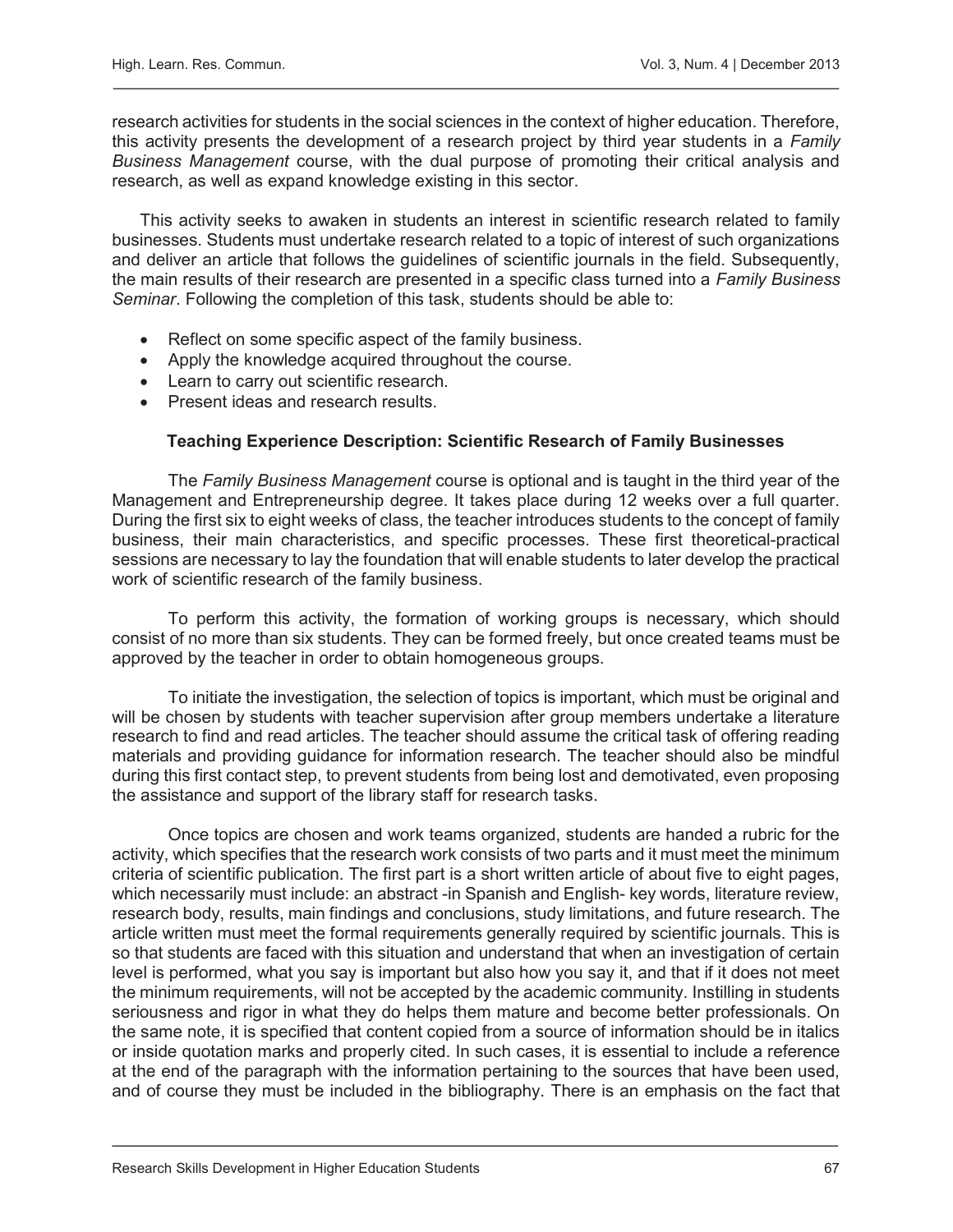research activities for students in the social sciences in the context of higher education. Therefore, this activity presents the development of a research project by third year students in a *Family Business Management* course, with the dual purpose of promoting their critical analysis and research, as well as expand knowledge existing in this sector.

This activity seeks to awaken in students an interest in scientific research related to family businesses. Students must undertake research related to a topic of interest of such organizations and deliver an article that follows the guidelines of scientific journals in the field. Subsequently, the main results of their research are presented in a specific class turned into a *Family Business Seminar*. Following the completion of this task, students should be able to:

- Reflect on some specific aspect of the family business.
- Apply the knowledge acquired throughout the course.
- Learn to carry out scientific research.
- Present ideas and research results.

### Teaching Experience Description: Scientific Research of Family Businesses

The *Family Business Management* course is optional and is taught in the third year of the Management and Entrepreneurship degree. It takes place during 12 weeks over a full quarter. During the first six to eight weeks of class, the teacher introduces students to the concept of family business, their main characteristics, and specific processes. These first theoretical-practical sessions are necessary to lay the foundation that will enable students to later develop the practical work of scientific research of the family business.

To perform this activity, the formation of working groups is necessary, which should consist of no more than six students. They can be formed freely, but once created teams must be approved by the teacher in order to obtain homogeneous groups.

To initiate the investigation, the selection of topics is important, which must be original and will be chosen by students with teacher supervision after group members undertake a literature research to find and read articles. The teacher should assume the critical task of offering reading materials and providing guidance for information research. The teacher should also be mindful during this first contact step, to prevent students from being lost and demotivated, even proposing the assistance and support of the library staff for research tasks.

Once topics are chosen and work teams organized, students are handed a rubric for the activity, which specifies that the research work consists of two parts and it must meet the minimum criteria of scientific publication. The first part is a short written article of about five to eight pages, which necessarily must include: an abstract -in Spanish and English- key words, literature review, research body, results, main findings and conclusions, study limitations, and future research. The article written must meet the formal requirements generally required by scientific journals. This is so that students are faced with this situation and understand that when an investigation of certain level is performed, what you say is important but also how you say it, and that if it does not meet the minimum requirements, will not be accepted by the academic community. Instilling in students seriousness and rigor in what they do helps them mature and become better professionals. On the same note, it is specified that content copied from a source of information should be in italics or inside quotation marks and properly cited. In such cases, it is essential to include a reference at the end of the paragraph with the information pertaining to the sources that have been used, and of course they must be included in the bibliography. There is an emphasis on the fact that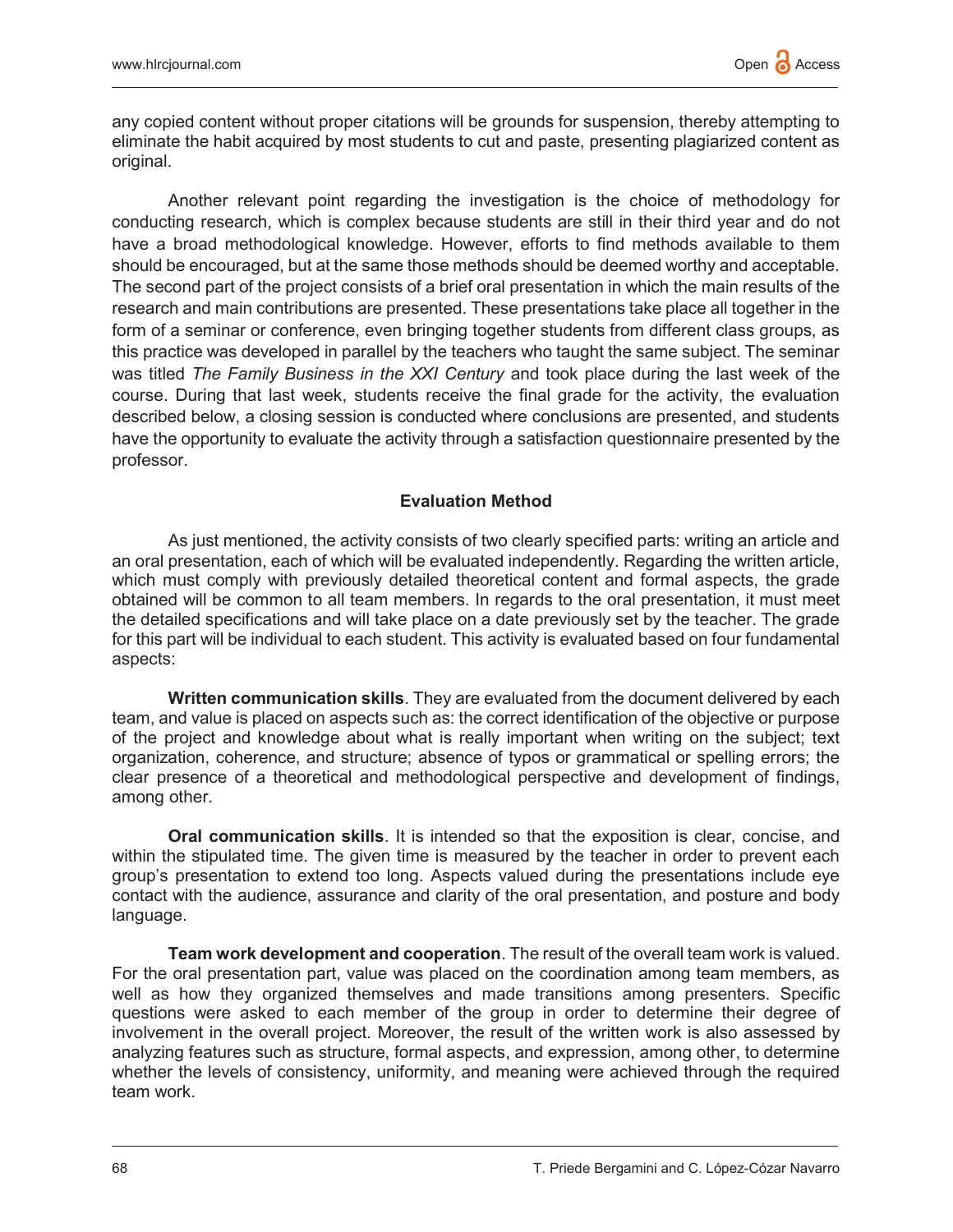any copied content without proper citations will be grounds for suspension, thereby attempting to eliminate the habit acquired by most students to cut and paste, presenting plagiarized content as original.

Another relevant point regarding the investigation is the choice of methodology for conducting research, which is complex because students are still in their third year and do not have a broad methodological knowledge. However, efforts to find methods available to them should be encouraged, but at the same those methods should be deemed worthy and acceptable. The second part of the project consists of a brief oral presentation in which the main results of the research and main contributions are presented. These presentations take place all together in the form of a seminar or conference, even bringing together students from different class groups, as this practice was developed in parallel by the teachers who taught the same subject. The seminar was titled *The Family Business in the XXI Century* and took place during the last week of the course. During that last week, students receive the final grade for the activity, the evaluation described below, a closing session is conducted where conclusions are presented, and students have the opportunity to evaluate the activity through a satisfaction questionnaire presented by the professor.

## Evaluation Method

As just mentioned, the activity consists of two clearly specified parts: writing an article and an oral presentation, each of which will be evaluated independently. Regarding the written article, which must comply with previously detailed theoretical content and formal aspects, the grade obtained will be common to all team members. In regards to the oral presentation, it must meet the detailed specifications and will take place on a date previously set by the teacher. The grade for this part will be individual to each student. This activity is evaluated based on four fundamental aspects:

**Written communication skills**. They are evaluated from the document delivered by each team, and value is placed on aspects such as: the correct identification of the objective or purpose of the project and knowledge about what is really important when writing on the subject; text organization, coherence, and structure; absence of typos or grammatical or spelling errors; the clear presence of a theoretical and methodological perspective and development of findings, among other.

**Oral communication skills**. It is intended so that the exposition is clear, concise, and within the stipulated time. The given time is measured by the teacher in order to prevent each group's presentation to extend too long. Aspects valued during the presentations include eye contact with the audience, assurance and clarity of the oral presentation, and posture and body language.

**Team work development and cooperation**. The result of the overall team work is valued. For the oral presentation part, value was placed on the coordination among team members, as well as how they organized themselves and made transitions among presenters. Specific questions were asked to each member of the group in order to determine their degree of involvement in the overall project. Moreover, the result of the written work is also assessed by analyzing features such as structure, formal aspects, and expression, among other, to determine whether the levels of consistency, uniformity, and meaning were achieved through the required team work.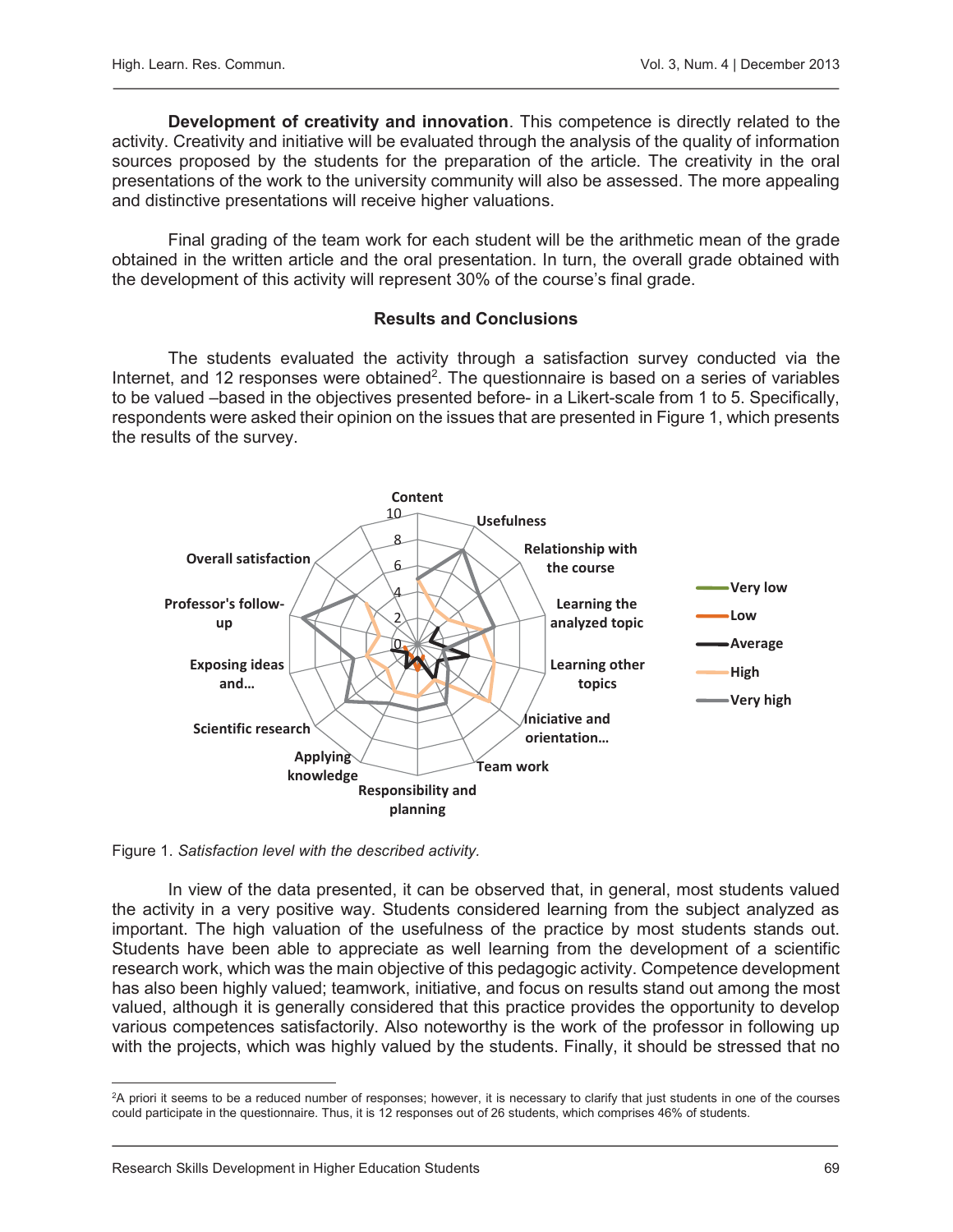**Development of creativity and innovation**. This competence is directly related to the activity. Creativity and initiative will be evaluated through the analysis of the quality of information sources proposed by the students for the preparation of the article. The creativity in the oral presentations of the work to the university community will also be assessed. The more appealing and distinctive presentations will receive higher valuations.

Final grading of the team work for each student will be the arithmetic mean of the grade obtained in the written article and the oral presentation. In turn, the overall grade obtained with the development of this activity will represent 30% of the course's final grade.

## Results and Conclusions

The students evaluated the activity through a satisfaction survey conducted via the Internet, and 12 responses were obtained[2]. The questionnaire is based on a series of variables to be valued –based in the objectives presented before- in a Likert-scale from 1 to 5. Specifically, respondents were asked their opinion on the issues that are presented in Figure 1, which presents the results of the survey.

Figure 1. *Satisfaction level with the described activity.*

In view of the data presented, it can be observed that, in general, most students valued the activity in a very positive way. Students considered learning from the subject analyzed as important. The high valuation of the usefulness of the practice by most students stands out. Students have been able to appreciate as well learning from the development of a scientific research work, which was the main objective of this pedagogic activity. Competence development has also been highly valued; teamwork, initiative, and focus on results stand out among the most valued, although it is generally considered that this practice provides the opportunity to develop various competences satisfactorily. Also noteworthy is the work of the professor in following up with the projects, which was highly valued by the students. Finally, it should be stressed that no

[2]A priori it seems to be a reduced number of responses; however, it is necessary to clarify that just students in one of the courses could participate in the questionnaire. Thus, it is 12 responses out of 26 students, which comprises 46% of students.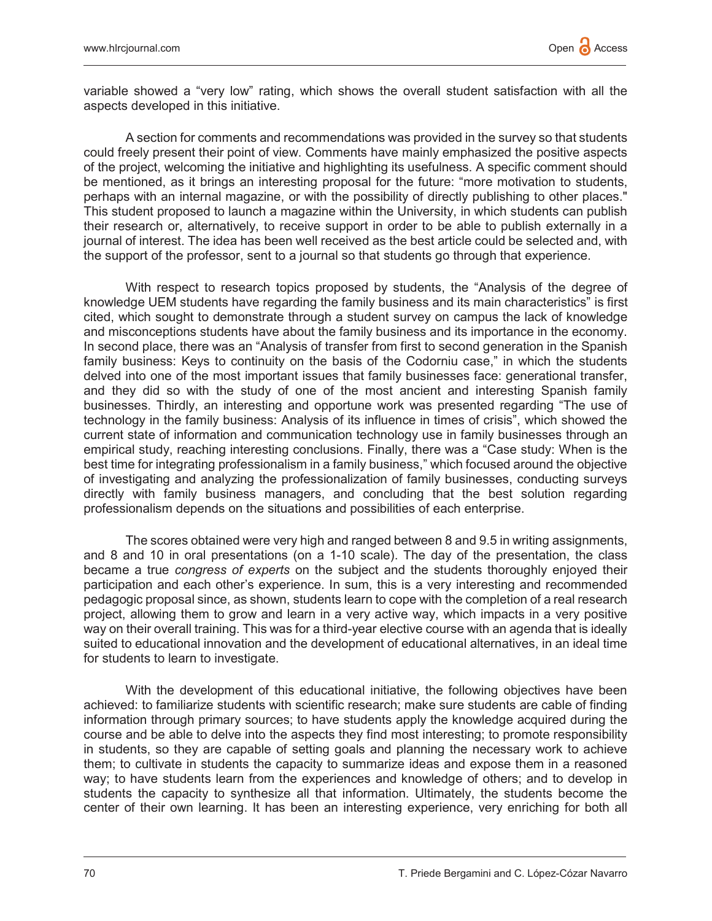variable showed a "very low" rating, which shows the overall student satisfaction with all the aspects developed in this initiative.

A section for comments and recommendations was provided in the survey so that students could freely present their point of view. Comments have mainly emphasized the positive aspects of the project, welcoming the initiative and highlighting its usefulness. A specific comment should be mentioned, as it brings an interesting proposal for the future: "more motivation to students, perhaps with an internal magazine, or with the possibility of directly publishing to other places." This student proposed to launch a magazine within the University, in which students can publish their research or, alternatively, to receive support in order to be able to publish externally in a journal of interest. The idea has been well received as the best article could be selected and, with the support of the professor, sent to a journal so that students go through that experience.

With respect to research topics proposed by students, the "Analysis of the degree of knowledge UEM students have regarding the family business and its main characteristics" is first cited, which sought to demonstrate through a student survey on campus the lack of knowledge and misconceptions students have about the family business and its importance in the economy. In second place, there was an "Analysis of transfer from first to second generation in the Spanish family business: Keys to continuity on the basis of the Codorniu case," in which the students delved into one of the most important issues that family businesses face: generational transfer, and they did so with the study of one of the most ancient and interesting Spanish family businesses. Thirdly, an interesting and opportune work was presented regarding "The use of technology in the family business: Analysis of its influence in times of crisis", which showed the current state of information and communication technology use in family businesses through an empirical study, reaching interesting conclusions. Finally, there was a "Case study: When is the best time for integrating professionalism in a family business," which focused around the objective of investigating and analyzing the professionalization of family businesses, conducting surveys directly with family business managers, and concluding that the best solution regarding professionalism depends on the situations and possibilities of each enterprise.

The scores obtained were very high and ranged between 8 and 9.5 in writing assignments, and 8 and 10 in oral presentations (on a 1-10 scale). The day of the presentation, the class became a true *congress of experts* on the subject and the students thoroughly enjoyed their participation and each other's experience. In sum, this is a very interesting and recommended pedagogic proposal since, as shown, students learn to cope with the completion of a real research project, allowing them to grow and learn in a very active way, which impacts in a very positive way on their overall training. This was for a third-year elective course with an agenda that is ideally suited to educational innovation and the development of educational alternatives, in an ideal time for students to learn to investigate.

With the development of this educational initiative, the following objectives have been achieved: to familiarize students with scientific research; make sure students are cable of finding information through primary sources; to have students apply the knowledge acquired during the course and be able to delve into the aspects they find most interesting; to promote responsibility in students, so they are capable of setting goals and planning the necessary work to achieve them; to cultivate in students the capacity to summarize ideas and expose them in a reasoned way; to have students learn from the experiences and knowledge of others; and to develop in students the capacity to synthesize all that information. Ultimately, the students become the center of their own learning. It has been an interesting experience, very enriching for both all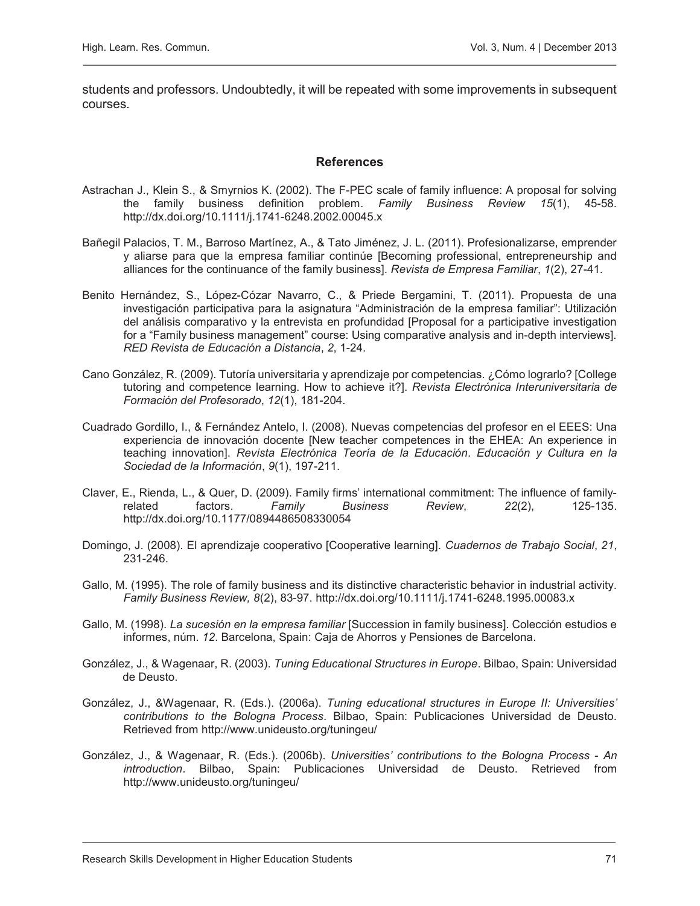students and professors. Undoubtedly, it will be repeated with some improvements in subsequent courses.

## References

Astrachan J., Klein S., & Smyrnios K. (2002). The F-PEC scale of family influence: A proposal for solving the family business definition problem. *Family Business Review 15*(1), 45-58. http://dx.doi.org/10.1111/j.1741-6248.2002.00045.x

Bañegil Palacios, T. M., Barroso Martínez, A., & Tato Jiménez, J. L. (2011). Profesionalizarse, emprender y aliarse para que la empresa familiar continúe [Becoming professional, entrepreneurship and alliances for the continuance of the family business]. *Revista de Empresa Familiar*, *1*(2), 27-41.

Benito Hernández, S., López-Cózar Navarro, C., & Priede Bergamini, T. (2011). Propuesta de una investigación participativa para la asignatura "Administración de la empresa familiar": Utilización del análisis comparativo y la entrevista en profundidad [Proposal for a participative investigation for a "Family business management" course: Using comparative analysis and in-depth interviews]. *RED Revista de Educación a Distancia*, *2*, 1-24.

Cano González, R. (2009). Tutoría universitaria y aprendizaje por competencias. ¿Cómo lograrlo? [College tutoring and competence learning. How to achieve it?]. *Revista Electrónica Interuniversitaria de Formación del Profesorado*, *12*(1), 181-204.

Cuadrado Gordillo, I., & Fernández Antelo, I. (2008). Nuevas competencias del profesor en el EEES: Una experiencia de innovación docente [New teacher competences in the EHEA: An experience in teaching innovation]. *Revista Electrónica Teoría de la Educación*. *Educación y Cultura en la Sociedad de la Información*, *9*(1), 197-211.

Claver, E., Rienda, L., & Quer, D. (2009). Family firms' international commitment: The influence of family-related factors. *Family Business Review*, *22*(2), 125-135. http://dx.doi.org/10.1177/0894486508330054

Domingo, J. (2008). El aprendizaje cooperativo [Cooperative learning]. *Cuadernos de Trabajo Social*, *21*, 231-246.

Gallo, M. (1995). The role of family business and its distinctive characteristic behavior in industrial activity. *Family Business Review, 8*(2), 83-97. http://dx.doi.org/10.1111/j.1741-6248.1995.00083.x

Gallo, M. (1998). *La sucesión en la empresa familiar* [Succession in family business]. Colección estudios e informes, núm. *12*. Barcelona, Spain: Caja de Ahorros y Pensiones de Barcelona.

González, J., & Wagenaar, R. (2003). *Tuning Educational Structures in Europe*. Bilbao, Spain: Universidad de Deusto.

González, J., &Wagenaar, R. (Eds.). (2006a). *Tuning educational structures in Europe II: Universities' contributions to the Bologna Process*. Bilbao, Spain: Publicaciones Universidad de Deusto. Retrieved from http://www.unideusto.org/tuningeu/

González, J., & Wagenaar, R. (Eds.). (2006b). *Universities' contributions to the Bologna Process - An introduction*. Bilbao, Spain: Publicaciones Universidad de Deusto. Retrieved from http://www.unideusto.org/tuningeu/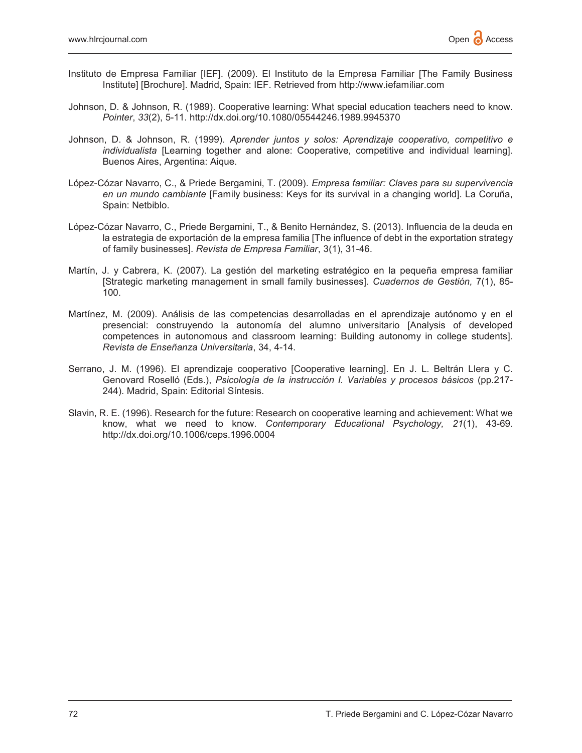Instituto de Empresa Familiar [IEF]. (2009). El Instituto de la Empresa Familiar [The Family Business Institute] [Brochure]. Madrid, Spain: IEF. Retrieved from http://www.iefamiliar.com

Johnson, D. & Johnson, R. (1989). Cooperative learning: What special education teachers need to know. *Pointer*, *33*(2), 5-11. http://dx.doi.org/10.1080/05544246.1989.9945370

Johnson, D. & Johnson, R. (1999). *Aprender juntos y solos: Aprendizaje cooperativo, competitivo e individualista* [Learning together and alone: Cooperative, competitive and individual learning]. Buenos Aires, Argentina: Aique.

López-Cózar Navarro, C., & Priede Bergamini, T. (2009). *Empresa familiar: Claves para su supervivencia en un mundo cambiante* [Family business: Keys for its survival in a changing world]. La Coruña, Spain: Netbiblo.

López-Cózar Navarro, C., Priede Bergamini, T., & Benito Hernández, S. (2013). Influencia de la deuda en la estrategia de exportación de la empresa familia [The influence of debt in the exportation strategy of family businesses]. *Revista de Empresa Familiar*, 3(1), 31-46.

Martín, J. y Cabrera, K. (2007). La gestión del marketing estratégico en la pequeña empresa familiar [Strategic marketing management in small family businesses]. *Cuadernos de Gestión,* 7(1), 85-100.

Martínez, M. (2009). Análisis de las competencias desarrolladas en el aprendizaje autónomo y en el presencial: construyendo la autonomía del alumno universitario [Analysis of developed competences in autonomous and classroom learning: Building autonomy in college students]. *Revista de Enseñanza Universitaria*, 34, 4-14.

Serrano, J. M. (1996). El aprendizaje cooperativo [Cooperative learning]. En J. L. Beltrán Llera y C. Genovard Roselló (Eds.), *Psicología de la instrucción I. Variables y procesos básicos* (pp.217-244). Madrid, Spain: Editorial Síntesis.

Slavin, R. E. (1996). Research for the future: Research on cooperative learning and achievement: What we know, what we need to know. *Contemporary Educational Psychology, 21*(1), 43-69. http://dx.doi.org/10.1006/ceps.1996.0004